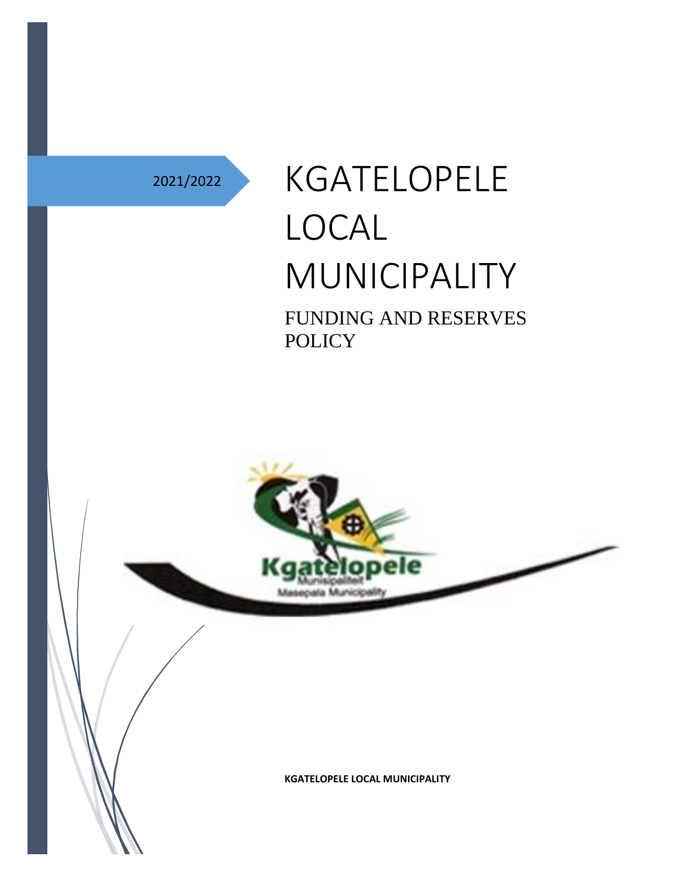2021/2022

# KGATELOPELE LOCAL MUNICIPALITY

## FUNDING AND RESERVES POLICY

**KGATELOPELE LOCAL MUNICIPALITY**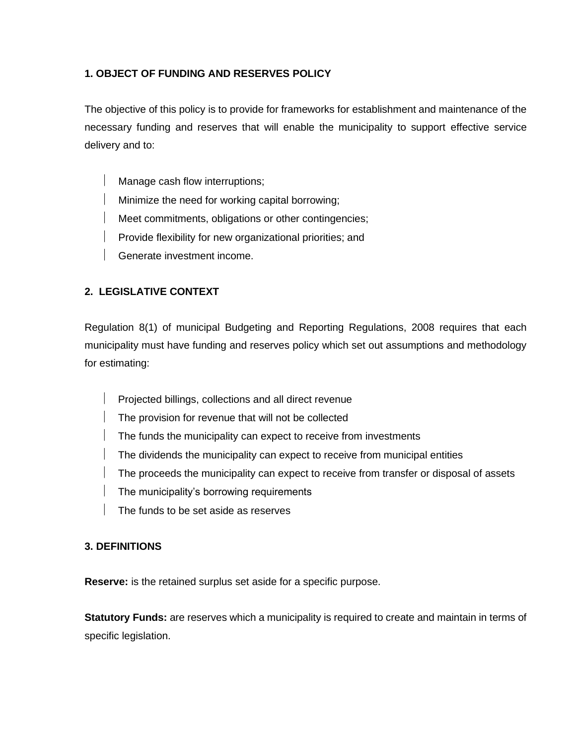## 1. OBJECT OF FUNDING AND RESERVES POLICY

The objective of this policy is to provide for frameworks for establishment and maintenance of the necessary funding and reserves that will enable the municipality to support effective service delivery and to:

- Manage cash flow interruptions;
- Minimize the need for working capital borrowing;
- Meet commitments, obligations or other contingencies;
- Provide flexibility for new organizational priorities; and
- Generate investment income.

## 2. LEGISLATIVE CONTEXT

Regulation 8(1) of municipal Budgeting and Reporting Regulations, 2008 requires that each municipality must have funding and reserves policy which set out assumptions and methodology for estimating:

- Projected billings, collections and all direct revenue
- The provision for revenue that will not be collected
- The funds the municipality can expect to receive from investments
- The dividends the municipality can expect to receive from municipal entities
- The proceeds the municipality can expect to receive from transfer or disposal of assets
- The municipality's borrowing requirements
- The funds to be set aside as reserves

## 3. DEFINITIONS

**Reserve:** is the retained surplus set aside for a specific purpose.

**Statutory Funds:** are reserves which a municipality is required to create and maintain in terms of specific legislation.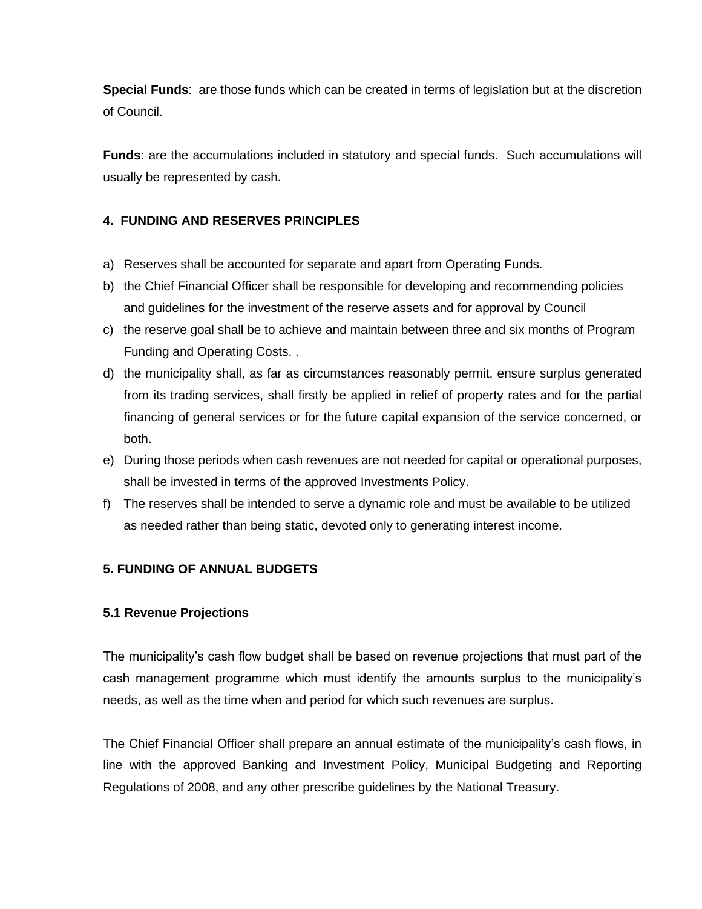**Special Funds**: are those funds which can be created in terms of legislation but at the discretion of Council.

**Funds**: are the accumulations included in statutory and special funds. Such accumulations will usually be represented by cash.

#### 4. FUNDING AND RESERVES PRINCIPLES

a) Reserves shall be accounted for separate and apart from Operating Funds.
b) the Chief Financial Officer shall be responsible for developing and recommending policies and guidelines for the investment of the reserve assets and for approval by Council
c) the reserve goal shall be to achieve and maintain between three and six months of Program Funding and Operating Costs. .
d) the municipality shall, as far as circumstances reasonably permit, ensure surplus generated from its trading services, shall firstly be applied in relief of property rates and for the partial financing of general services or for the future capital expansion of the service concerned, or both.
e) During those periods when cash revenues are not needed for capital or operational purposes, shall be invested in terms of the approved Investments Policy.
f) The reserves shall be intended to serve a dynamic role and must be available to be utilized as needed rather than being static, devoted only to generating interest income.

#### 5. FUNDING OF ANNUAL BUDGETS

#### 5.1 Revenue Projections

The municipality's cash flow budget shall be based on revenue projections that must part of the cash management programme which must identify the amounts surplus to the municipality's needs, as well as the time when and period for which such revenues are surplus.

The Chief Financial Officer shall prepare an annual estimate of the municipality's cash flows, in line with the approved Banking and Investment Policy, Municipal Budgeting and Reporting Regulations of 2008, and any other prescribe guidelines by the National Treasury.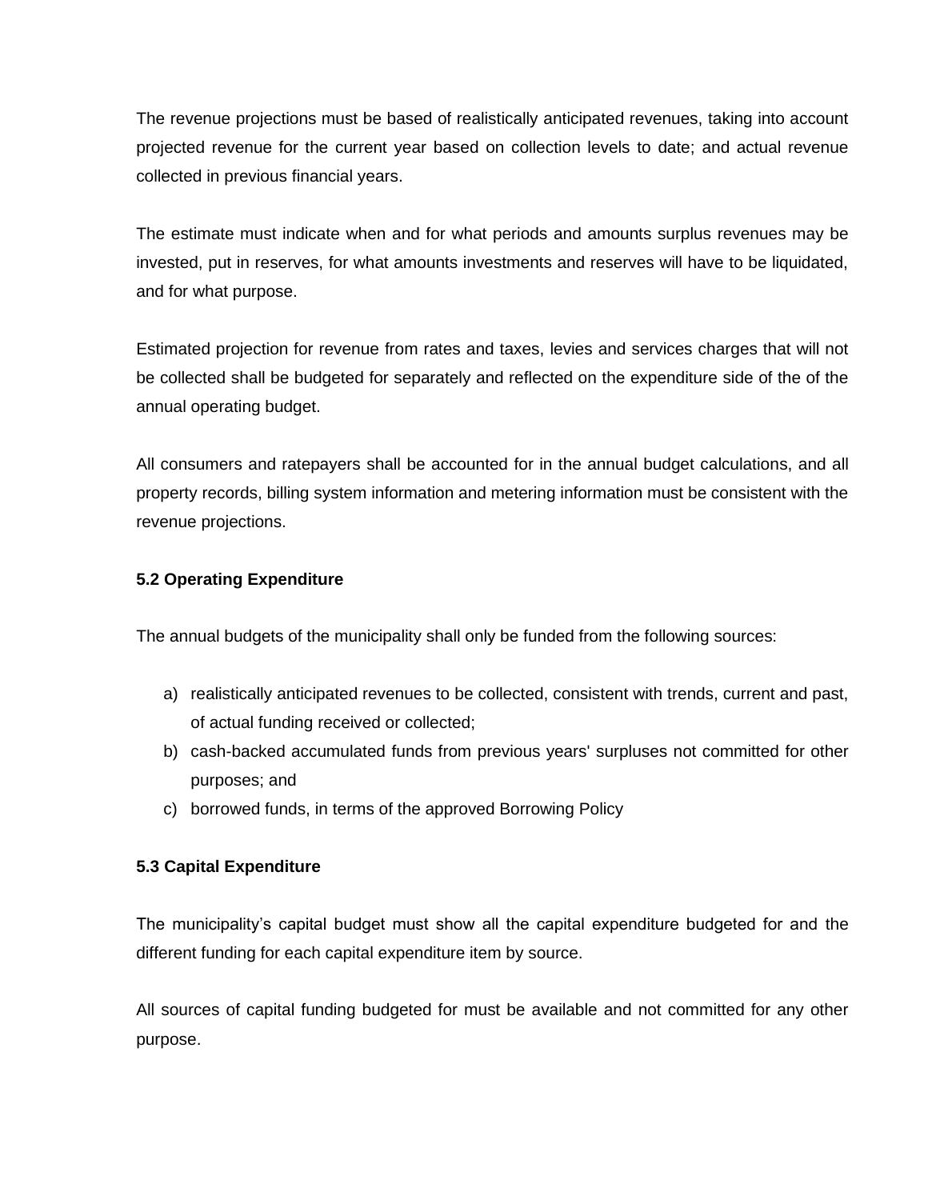The revenue projections must be based of realistically anticipated revenues, taking into account projected revenue for the current year based on collection levels to date; and actual revenue collected in previous financial years.

The estimate must indicate when and for what periods and amounts surplus revenues may be invested, put in reserves, for what amounts investments and reserves will have to be liquidated, and for what purpose.

Estimated projection for revenue from rates and taxes, levies and services charges that will not be collected shall be budgeted for separately and reflected on the expenditure side of the of the annual operating budget.

All consumers and ratepayers shall be accounted for in the annual budget calculations, and all property records, billing system information and metering information must be consistent with the revenue projections.

### 5.2 Operating Expenditure

The annual budgets of the municipality shall only be funded from the following sources:

a) realistically anticipated revenues to be collected, consistent with trends, current and past, of actual funding received or collected;
b) cash-backed accumulated funds from previous years' surpluses not committed for other purposes; and
c) borrowed funds, in terms of the approved Borrowing Policy

### 5.3 Capital Expenditure

The municipality's capital budget must show all the capital expenditure budgeted for and the different funding for each capital expenditure item by source.

All sources of capital funding budgeted for must be available and not committed for any other purpose.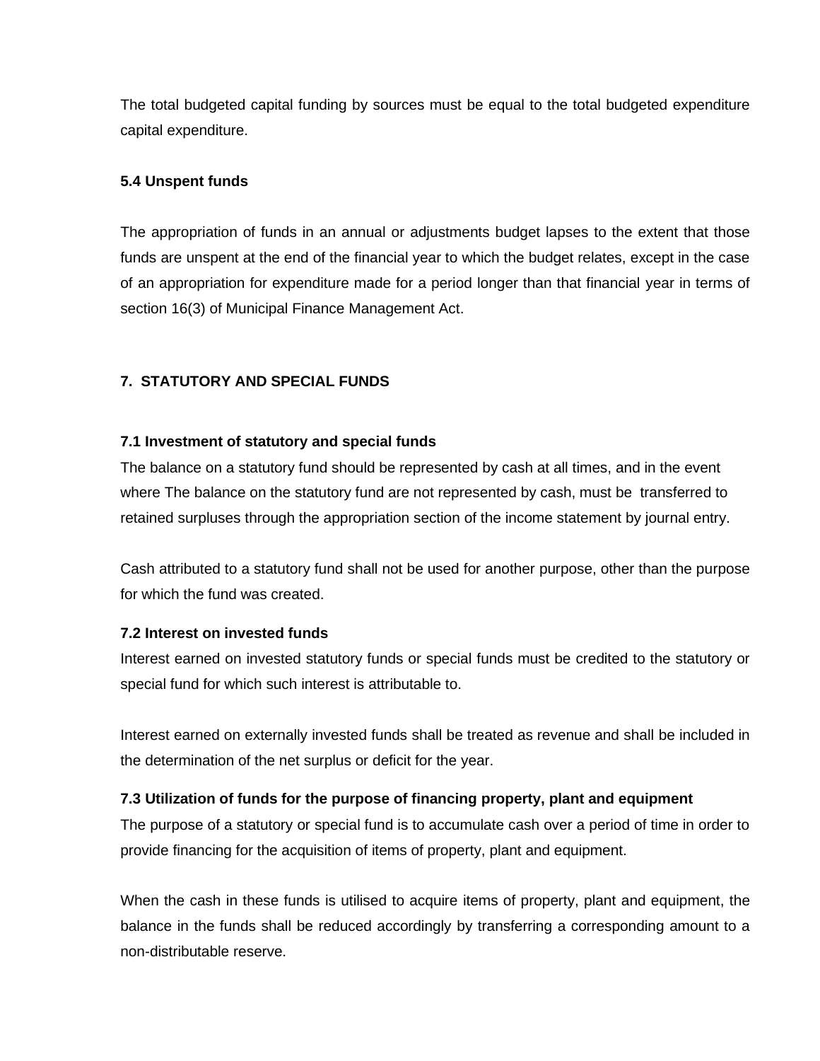The total budgeted capital funding by sources must be equal to the total budgeted expenditure capital expenditure.

### 5.4 Unspent funds

The appropriation of funds in an annual or adjustments budget lapses to the extent that those funds are unspent at the end of the financial year to which the budget relates, except in the case of an appropriation for expenditure made for a period longer than that financial year in terms of section 16(3) of Municipal Finance Management Act.

## 7. STATUTORY AND SPECIAL FUNDS

### 7.1 Investment of statutory and special funds

The balance on a statutory fund should be represented by cash at all times, and in the event where The balance on the statutory fund are not represented by cash, must be transferred to retained surpluses through the appropriation section of the income statement by journal entry.

Cash attributed to a statutory fund shall not be used for another purpose, other than the purpose for which the fund was created.

### 7.2 Interest on invested funds

Interest earned on invested statutory funds or special funds must be credited to the statutory or special fund for which such interest is attributable to.

Interest earned on externally invested funds shall be treated as revenue and shall be included in the determination of the net surplus or deficit for the year.

### 7.3 Utilization of funds for the purpose of financing property, plant and equipment

The purpose of a statutory or special fund is to accumulate cash over a period of time in order to provide financing for the acquisition of items of property, plant and equipment.

When the cash in these funds is utilised to acquire items of property, plant and equipment, the balance in the funds shall be reduced accordingly by transferring a corresponding amount to a non-distributable reserve.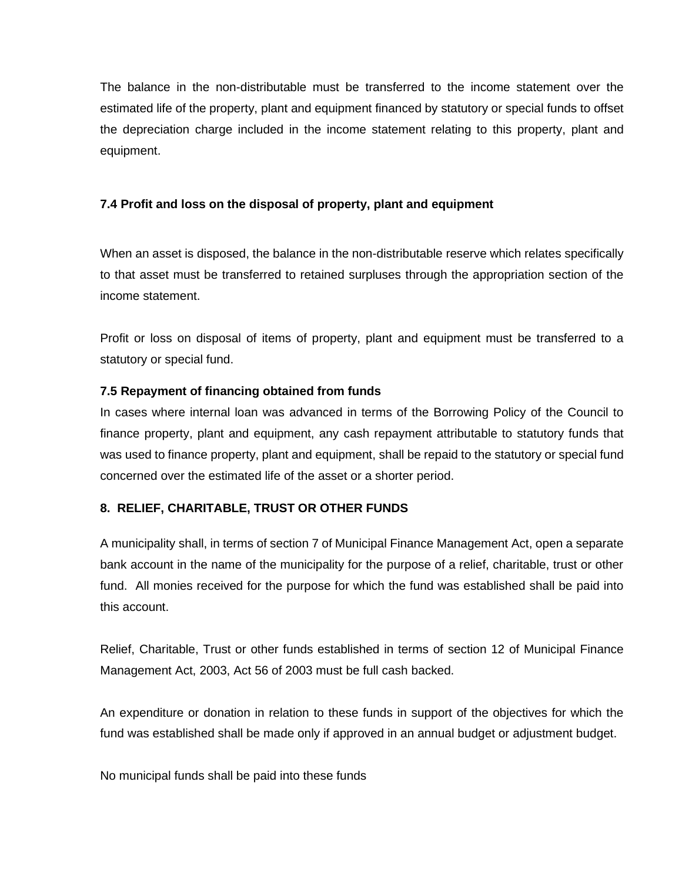The balance in the non-distributable must be transferred to the income statement over the estimated life of the property, plant and equipment financed by statutory or special funds to offset the depreciation charge included in the income statement relating to this property, plant and equipment.

### 7.4 Profit and loss on the disposal of property, plant and equipment

When an asset is disposed, the balance in the non-distributable reserve which relates specifically to that asset must be transferred to retained surpluses through the appropriation section of the income statement.

Profit or loss on disposal of items of property, plant and equipment must be transferred to a statutory or special fund.

### 7.5 Repayment of financing obtained from funds

In cases where internal loan was advanced in terms of the Borrowing Policy of the Council to finance property, plant and equipment, any cash repayment attributable to statutory funds that was used to finance property, plant and equipment, shall be repaid to the statutory or special fund concerned over the estimated life of the asset or a shorter period.

## 8. RELIEF, CHARITABLE, TRUST OR OTHER FUNDS

A municipality shall, in terms of section 7 of Municipal Finance Management Act, open a separate bank account in the name of the municipality for the purpose of a relief, charitable, trust or other fund. All monies received for the purpose for which the fund was established shall be paid into this account.

Relief, Charitable, Trust or other funds established in terms of section 12 of Municipal Finance Management Act, 2003, Act 56 of 2003 must be full cash backed.

An expenditure or donation in relation to these funds in support of the objectives for which the fund was established shall be made only if approved in an annual budget or adjustment budget.

No municipal funds shall be paid into these funds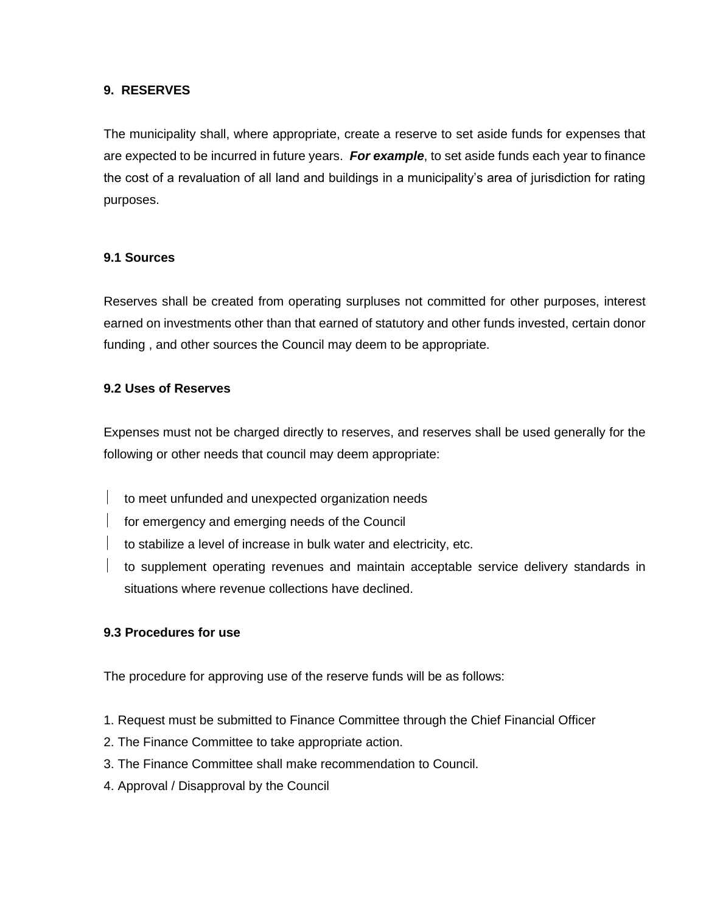## 9. RESERVES

The municipality shall, where appropriate, create a reserve to set aside funds for expenses that are expected to be incurred in future years. ***For example***, to set aside funds each year to finance the cost of a revaluation of all land and buildings in a municipality's area of jurisdiction for rating purposes.

### 9.1 Sources

Reserves shall be created from operating surpluses not committed for other purposes, interest earned on investments other than that earned of statutory and other funds invested, certain donor funding , and other sources the Council may deem to be appropriate.

### 9.2 Uses of Reserves

Expenses must not be charged directly to reserves, and reserves shall be used generally for the following or other needs that council may deem appropriate:

- to meet unfunded and unexpected organization needs
- for emergency and emerging needs of the Council
- to stabilize a level of increase in bulk water and electricity, etc.
- to supplement operating revenues and maintain acceptable service delivery standards in situations where revenue collections have declined.

### 9.3 Procedures for use

The procedure for approving use of the reserve funds will be as follows:

1. Request must be submitted to Finance Committee through the Chief Financial Officer
2. The Finance Committee to take appropriate action.
3. The Finance Committee shall make recommendation to Council.
4. Approval / Disapproval by the Council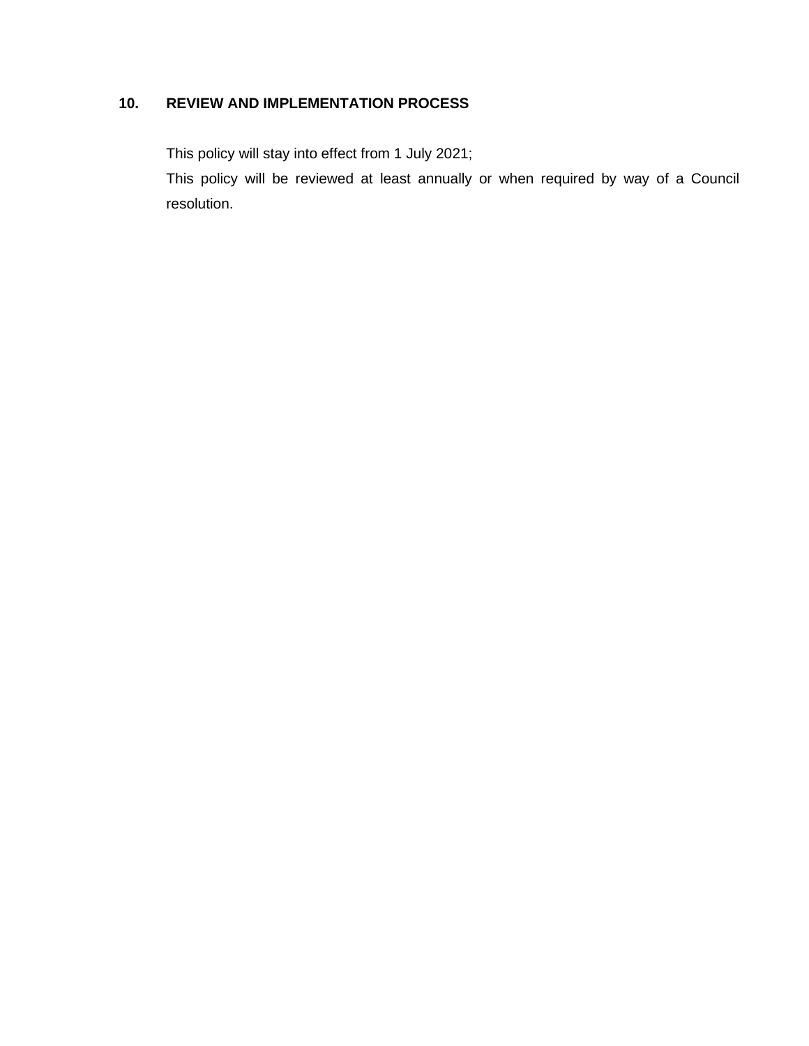## 10. REVIEW AND IMPLEMENTATION PROCESS

This policy will stay into effect from 1 July 2021;

This policy will be reviewed at least annually or when required by way of a Council resolution.